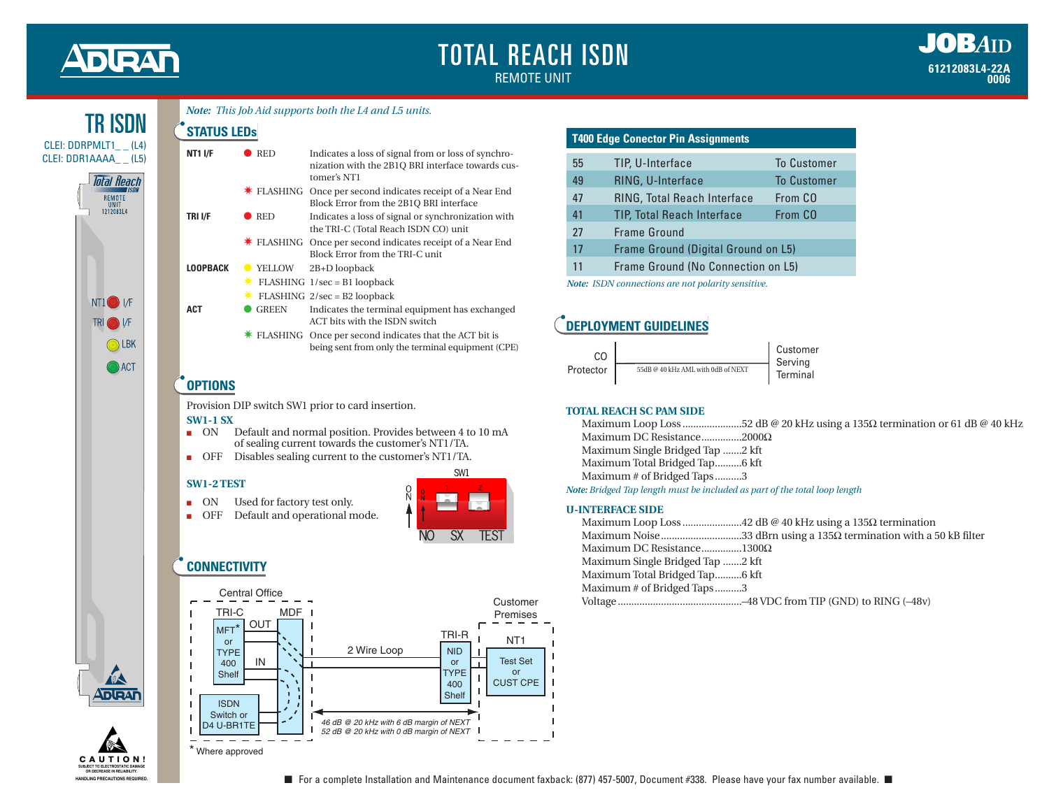# TOTAL REACH ISDN

REMOTE UNIT

JOBAID
61212083L4-22A
0006

## TR ISDN

CLEI: DDRPMLT1_ _ (L4)
CLEI: DDR1AAAA_ _ (L5)

*Note: This Job Aid supports both the L4 and L5 units.*

## STATUS LEDs

| | | |
|---|---|---|
| **NT1 I/F** | RED | Indicates a loss of signal from or loss of synchronization with the 2B1Q BRI interface towards customer's NT1 |
| | FLASHING | Once per second indicates receipt of a Near End Block Error from the 2B1Q BRI interface |
| **TRI I/F** | RED | Indicates a loss of signal or synchronization with the TRI-C (Total Reach ISDN CO) unit |
| | FLASHING | Once per second indicates receipt of a Near End Block Error from the TRI-C unit |
| **LOOPBACK** | YELLOW | 2B+D loopback |
| | FLASHING | 1/sec = B1 loopback |
| | FLASHING | 2/sec = B2 loopback |
| **ACT** | GREEN | Indicates the terminal equipment has exchanged ACT bits with the ISDN switch |
| | FLASHING | Once per second indicates that the ACT bit is being sent from only the terminal equipment (CPE) |

## OPTIONS

Provision DIP switch SW1 prior to card insertion.

**SW1-1 SX**

- ON Default and normal position. Provides between 4 to 10 mA of sealing current towards the customer's NT1/TA.
- OFF Disables sealing current to the customer's NT1/TA.

**SW1-2 TEST**

- ON Used for factory test only.
- OFF Default and operational mode.

SW1 (1: SX, 2: TEST; ON = up)

## CONNECTIVITY

Central Office: TRI-C (MFT* or TYPE 400 Shelf), MDF, ISDN Switch or D4 U-BR1TE — 2 Wire Loop — TRI-R (NID or TYPE 400 Shelf) — Customer Premises: NT1 (Test Set or CUST CPE)

*46 dB @ 20 kHz with 6 dB margin of NEXT*
*52 dB @ 20 kHz with 0 dB margin of NEXT*

\* Where approved

## T400 Edge Conector Pin Assignments

| Pin | Assignment | Direction |
|---|---|---|
| 55 | TIP, U-Interface | To Customer |
| 49 | RING, U-Interface | To Customer |
| 47 | RING, Total Reach Interface | From CO |
| 41 | TIP, Total Reach Interface | From CO |
| 27 | Frame Ground | |
| 17 | Frame Ground (Digital Ground on L5) | |
| 11 | Frame Ground (No Connection on L5) | |

*Note: ISDN connections are not polarity sensitive.*

## DEPLOYMENT GUIDELINES

CO Protector — 55dB @ 40 kHz AML with 0dB of NEXT — Customer Serving Terminal

**TOTAL REACH SC PAM SIDE**

- Maximum Loop Loss ......52 dB @ 20 kHz using a 135Ω termination or 61 dB @ 40 kHz
- Maximum DC Resistance ......2000Ω
- Maximum Single Bridged Tap ......2 kft
- Maximum Total Bridged Tap......6 kft
- Maximum # of Bridged Taps......3

*Note: Bridged Tap length must be included as part of the total loop length*

**U-INTERFACE SIDE**

- Maximum Loop Loss ......42 dB @ 40 kHz using a 135Ω termination
- Maximum Noise......33 dBrn using a 135Ω termination with a 50 kB filter
- Maximum DC Resistance......1300Ω
- Maximum Single Bridged Tap ......2 kft
- Maximum Total Bridged Tap......6 kft
- Maximum # of Bridged Taps......3
- Voltage......–48 VDC from TIP (GND) to RING (–48v)

CAUTION! SUBJECT TO ELECTROSTATIC DAMAGE OR DECREASE IN RELIABILITY. HANDLING PRECAUTIONS REQUIRED.

For a complete Installation and Maintenance document faxback: (877) 457-5007, Document #338. Please have your fax number available.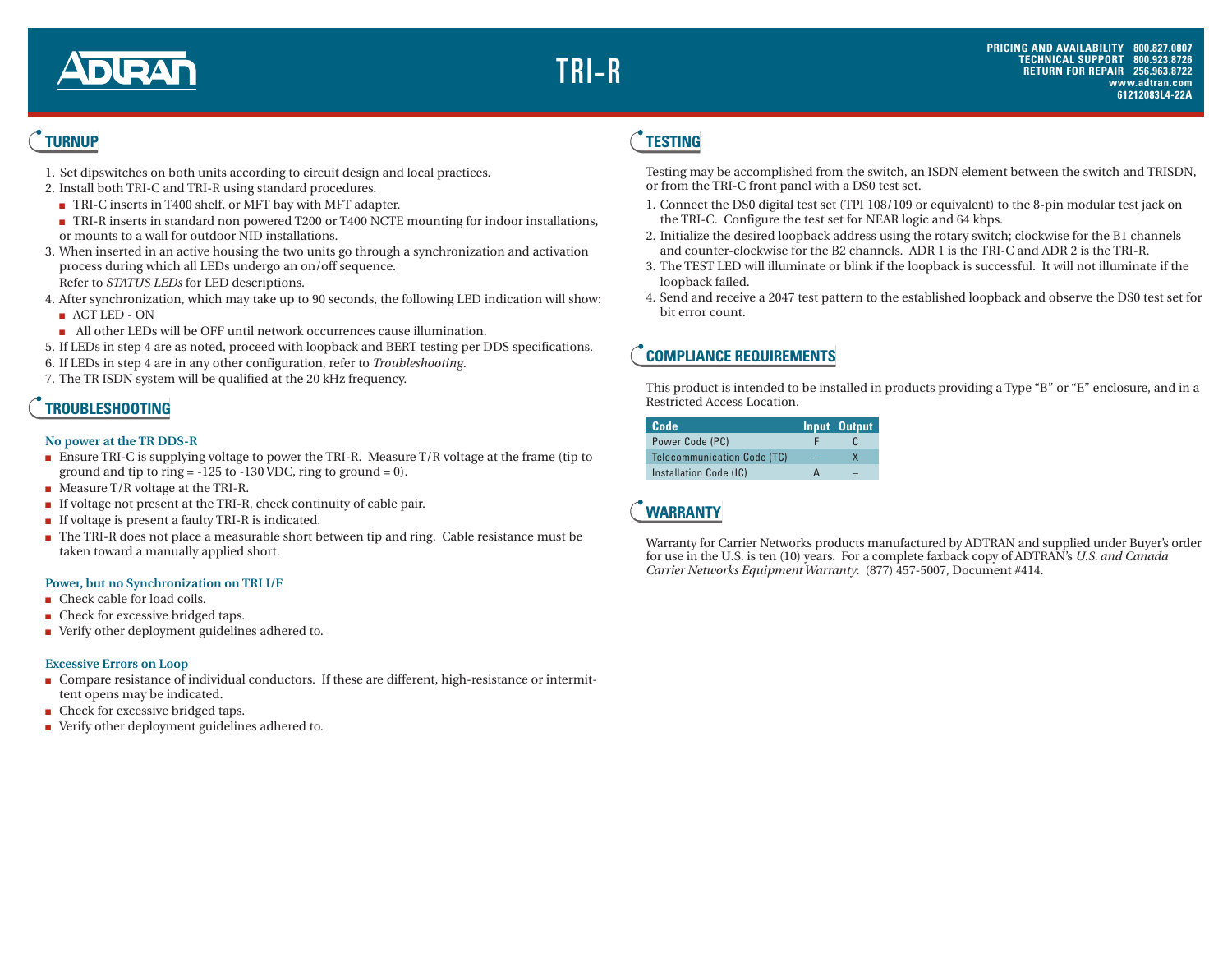# TRI-R

PRICING AND AVAILABILITY 800.827.0807
TECHNICAL SUPPORT 800.923.8726
RETURN FOR REPAIR 256.963.8722
www.adtran.com
61212083L4-22A

## TURNUP

1. Set dipswitches on both units according to circuit design and local practices.
2. Install both TRI-C and TRI-R using standard procedures.
   - TRI-C inserts in T400 shelf, or MFT bay with MFT adapter.
   - TRI-R inserts in standard non powered T200 or T400 NCTE mounting for indoor installations, or mounts to a wall for outdoor NID installations.
3. When inserted in an active housing the two units go through a synchronization and activation process during which all LEDs undergo an on/off sequence.
   Refer to *STATUS LEDs* for LED descriptions.
4. After synchronization, which may take up to 90 seconds, the following LED indication will show:
   - ACT LED - ON
   - All other LEDs will be OFF until network occurrences cause illumination.
5. If LEDs in step 4 are as noted, proceed with loopback and BERT testing per DDS specifications.
6. If LEDs in step 4 are in any other configuration, refer to *Troubleshooting*.
7. The TR ISDN system will be qualified at the 20 kHz frequency.

## TROUBLESHOOTING

### No power at the TR DDS-R

- Ensure TRI-C is supplying voltage to power the TRI-R. Measure T/R voltage at the frame (tip to ground and tip to ring = -125 to -130 VDC, ring to ground = 0).
- Measure T/R voltage at the TRI-R.
- If voltage not present at the TRI-R, check continuity of cable pair.
- If voltage is present a faulty TRI-R is indicated.
- The TRI-R does not place a measurable short between tip and ring. Cable resistance must be taken toward a manually applied short.

### Power, but no Synchronization on TRI I/F

- Check cable for load coils.
- Check for excessive bridged taps.
- Verify other deployment guidelines adhered to.

### Excessive Errors on Loop

- Compare resistance of individual conductors. If these are different, high-resistance or intermittent opens may be indicated.
- Check for excessive bridged taps.
- Verify other deployment guidelines adhered to.

## TESTING

Testing may be accomplished from the switch, an ISDN element between the switch and TRISDN, or from the TRI-C front panel with a DS0 test set.

1. Connect the DS0 digital test set (TPI 108/109 or equivalent) to the 8-pin modular test jack on the TRI-C. Configure the test set for NEAR logic and 64 kbps.
2. Initialize the desired loopback address using the rotary switch; clockwise for the B1 channels and counter-clockwise for the B2 channels. ADR 1 is the TRI-C and ADR 2 is the TRI-R.
3. The TEST LED will illuminate or blink if the loopback is successful. It will not illuminate if the loopback failed.
4. Send and receive a 2047 test pattern to the established loopback and observe the DS0 test set for bit error count.

## COMPLIANCE REQUIREMENTS

This product is intended to be installed in products providing a Type "B" or "E" enclosure, and in a Restricted Access Location.

| Code | Input | Output |
|---|---|---|
| Power Code (PC) | F | C |
| Telecommunication Code (TC) | – | X |
| Installation Code (IC) | A | – |

## WARRANTY

Warranty for Carrier Networks products manufactured by ADTRAN and supplied under Buyer's order for use in the U.S. is ten (10) years. For a complete faxback copy of ADTRAN's *U.S. and Canada Carrier Networks Equipment Warranty*: (877) 457-5007, Document #414.